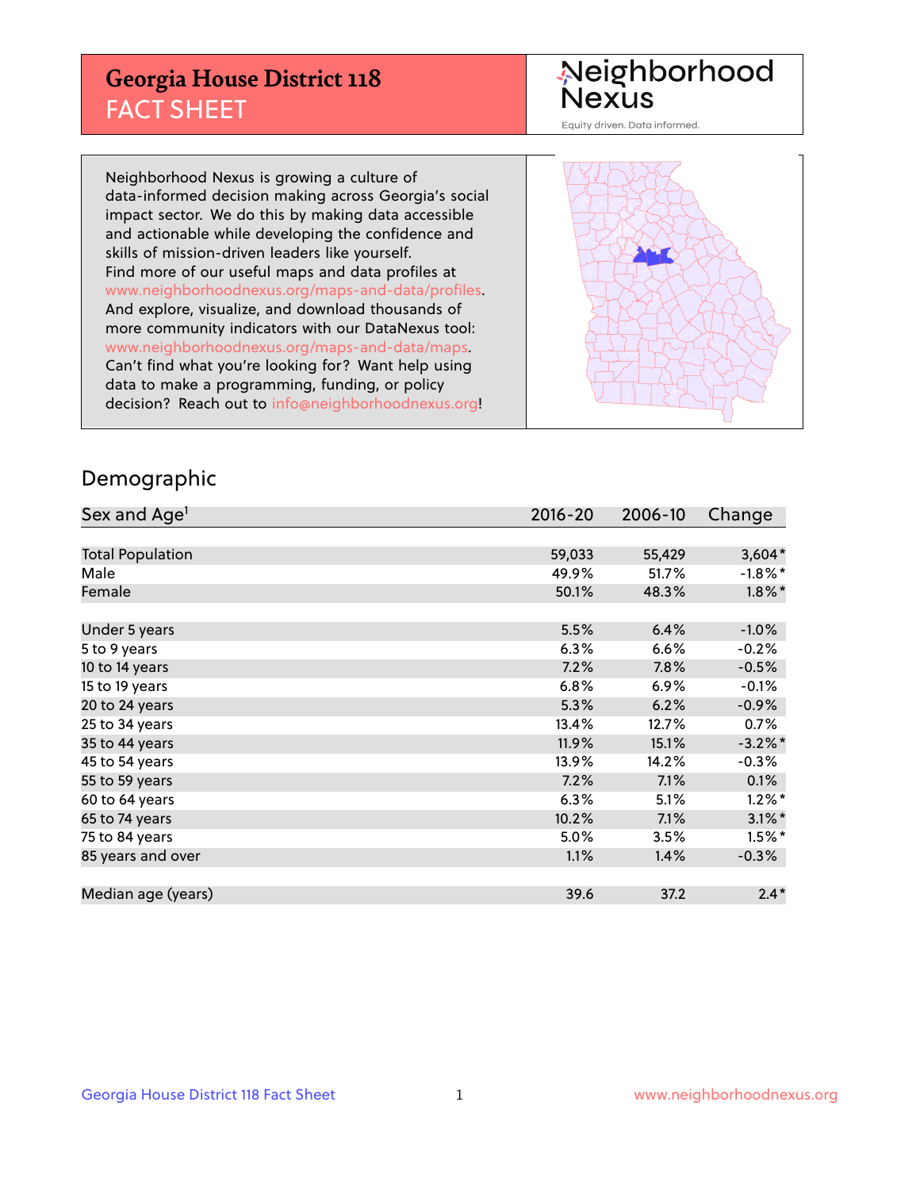# Georgia House District 118
## FACT SHEET

Neighborhood Nexus

Equity driven. Data informed.

Neighborhood Nexus is growing a culture of data-informed decision making across Georgia's social impact sector. We do this by making data accessible and actionable while developing the confidence and skills of mission-driven leaders like yourself. Find more of our useful maps and data profiles at www.neighborhoodnexus.org/maps-and-data/profiles. And explore, visualize, and download thousands of more community indicators with our DataNexus tool: www.neighborhoodnexus.org/maps-and-data/maps. Can't find what you're looking for? Want help using data to make a programming, funding, or policy decision? Reach out to info@neighborhoodnexus.org!

## Demographic

| Sex and Age[1] | 2016-20 | 2006-10 | Change |
|---|---|---|---|
| Total Population | 59,033 | 55,429 | 3,604* |
| Male | 49.9% | 51.7% | -1.8%* |
| Female | 50.1% | 48.3% | 1.8%* |
| | | | |
| Under 5 years | 5.5% | 6.4% | -1.0% |
| 5 to 9 years | 6.3% | 6.6% | -0.2% |
| 10 to 14 years | 7.2% | 7.8% | -0.5% |
| 15 to 19 years | 6.8% | 6.9% | -0.1% |
| 20 to 24 years | 5.3% | 6.2% | -0.9% |
| 25 to 34 years | 13.4% | 12.7% | 0.7% |
| 35 to 44 years | 11.9% | 15.1% | -3.2%* |
| 45 to 54 years | 13.9% | 14.2% | -0.3% |
| 55 to 59 years | 7.2% | 7.1% | 0.1% |
| 60 to 64 years | 6.3% | 5.1% | 1.2%* |
| 65 to 74 years | 10.2% | 7.1% | 3.1%* |
| 75 to 84 years | 5.0% | 3.5% | 1.5%* |
| 85 years and over | 1.1% | 1.4% | -0.3% |
| | | | |
| Median age (years) | 39.6 | 37.2 | 2.4* |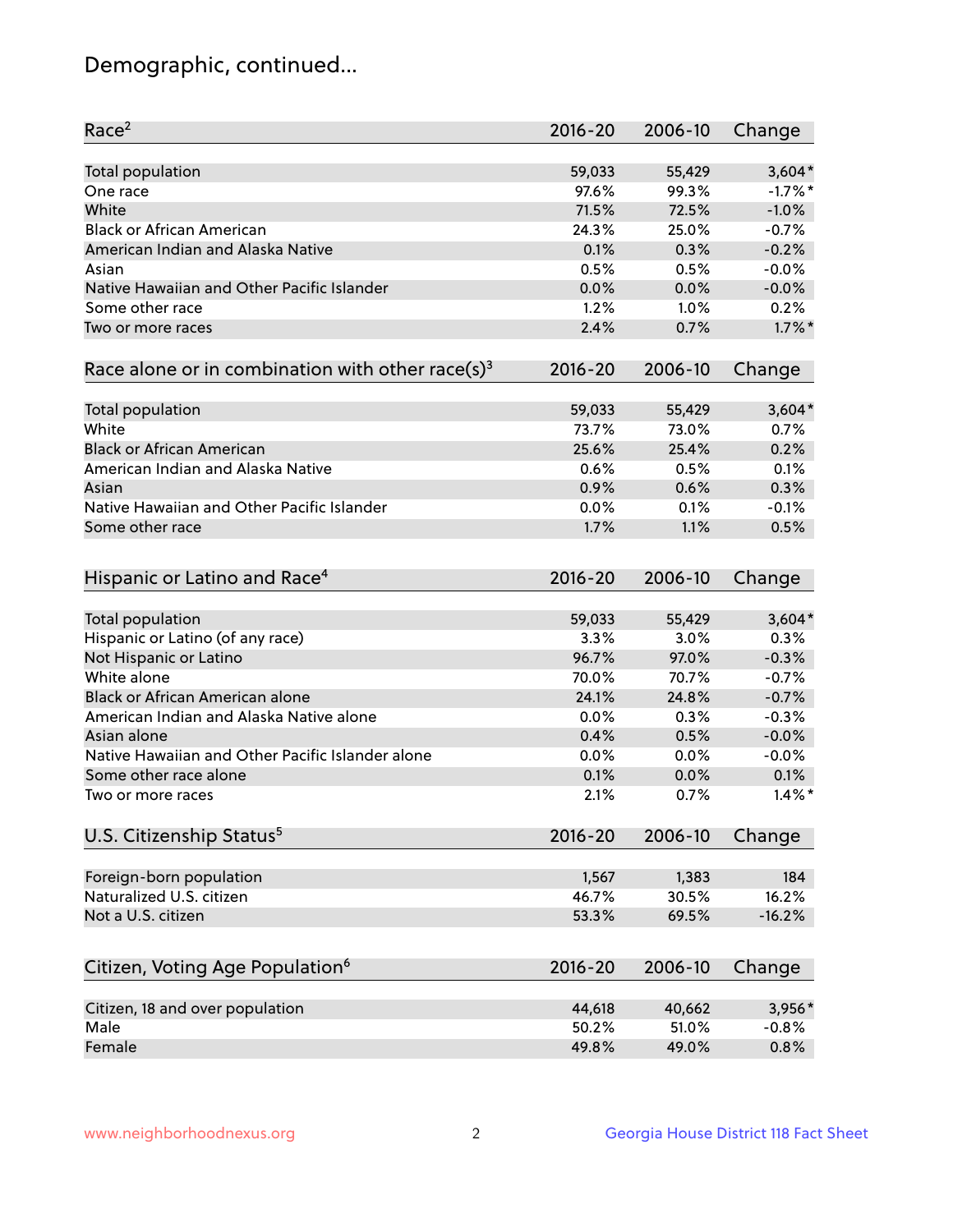# Demographic, continued...

| Race[2] | 2016-20 | 2006-10 | Change |
|---|---|---|---|
| Total population | 59,033 | 55,429 | 3,604* |
| One race | 97.6% | 99.3% | -1.7%* |
| White | 71.5% | 72.5% | -1.0% |
| Black or African American | 24.3% | 25.0% | -0.7% |
| American Indian and Alaska Native | 0.1% | 0.3% | -0.2% |
| Asian | 0.5% | 0.5% | -0.0% |
| Native Hawaiian and Other Pacific Islander | 0.0% | 0.0% | -0.0% |
| Some other race | 1.2% | 1.0% | 0.2% |
| Two or more races | 2.4% | 0.7% | 1.7%* |

| Race alone or in combination with other race(s)[3] | 2016-20 | 2006-10 | Change |
|---|---|---|---|
| Total population | 59,033 | 55,429 | 3,604* |
| White | 73.7% | 73.0% | 0.7% |
| Black or African American | 25.6% | 25.4% | 0.2% |
| American Indian and Alaska Native | 0.6% | 0.5% | 0.1% |
| Asian | 0.9% | 0.6% | 0.3% |
| Native Hawaiian and Other Pacific Islander | 0.0% | 0.1% | -0.1% |
| Some other race | 1.7% | 1.1% | 0.5% |

| Hispanic or Latino and Race[4] | 2016-20 | 2006-10 | Change |
|---|---|---|---|
| Total population | 59,033 | 55,429 | 3,604* |
| Hispanic or Latino (of any race) | 3.3% | 3.0% | 0.3% |
| Not Hispanic or Latino | 96.7% | 97.0% | -0.3% |
| White alone | 70.0% | 70.7% | -0.7% |
| Black or African American alone | 24.1% | 24.8% | -0.7% |
| American Indian and Alaska Native alone | 0.0% | 0.3% | -0.3% |
| Asian alone | 0.4% | 0.5% | -0.0% |
| Native Hawaiian and Other Pacific Islander alone | 0.0% | 0.0% | -0.0% |
| Some other race alone | 0.1% | 0.0% | 0.1% |
| Two or more races | 2.1% | 0.7% | 1.4%* |

| U.S. Citizenship Status[5] | 2016-20 | 2006-10 | Change |
|---|---|---|---|
| Foreign-born population | 1,567 | 1,383 | 184 |
| Naturalized U.S. citizen | 46.7% | 30.5% | 16.2% |
| Not a U.S. citizen | 53.3% | 69.5% | -16.2% |

| Citizen, Voting Age Population[6] | 2016-20 | 2006-10 | Change |
|---|---|---|---|
| Citizen, 18 and over population | 44,618 | 40,662 | 3,956* |
| Male | 50.2% | 51.0% | -0.8% |
| Female | 49.8% | 49.0% | 0.8% |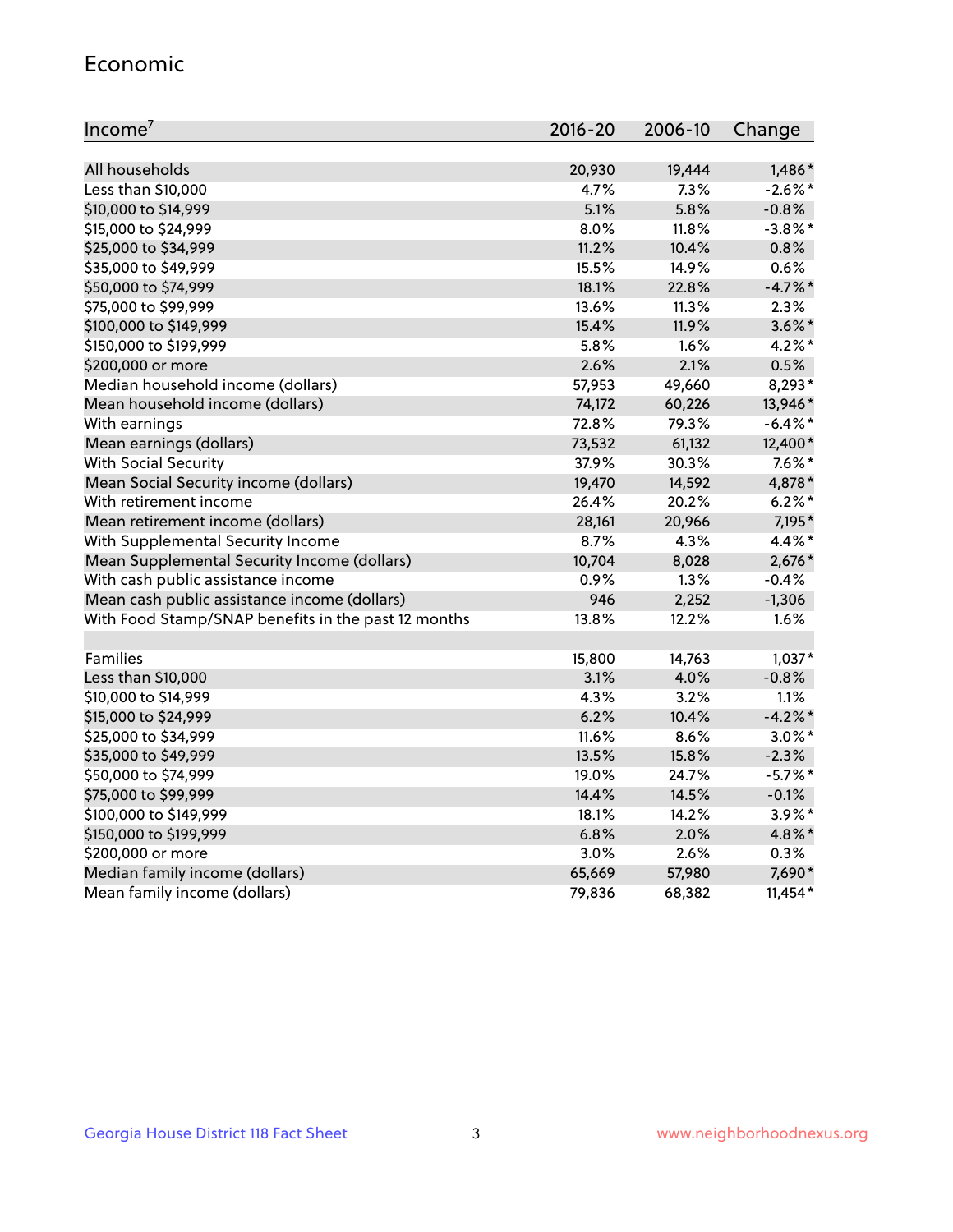## Economic

| Income[7] | 2016-20 | 2006-10 | Change |
|---|---|---|---|
| All households | 20,930 | 19,444 | 1,486* |
| Less than $10,000 | 4.7% | 7.3% | -2.6%* |
| $10,000 to $14,999 | 5.1% | 5.8% | -0.8% |
| $15,000 to $24,999 | 8.0% | 11.8% | -3.8%* |
| $25,000 to $34,999 | 11.2% | 10.4% | 0.8% |
| $35,000 to $49,999 | 15.5% | 14.9% | 0.6% |
| $50,000 to $74,999 | 18.1% | 22.8% | -4.7%* |
| $75,000 to $99,999 | 13.6% | 11.3% | 2.3% |
| $100,000 to $149,999 | 15.4% | 11.9% | 3.6%* |
| $150,000 to $199,999 | 5.8% | 1.6% | 4.2%* |
| $200,000 or more | 2.6% | 2.1% | 0.5% |
| Median household income (dollars) | 57,953 | 49,660 | 8,293* |
| Mean household income (dollars) | 74,172 | 60,226 | 13,946* |
| With earnings | 72.8% | 79.3% | -6.4%* |
| Mean earnings (dollars) | 73,532 | 61,132 | 12,400* |
| With Social Security | 37.9% | 30.3% | 7.6%* |
| Mean Social Security income (dollars) | 19,470 | 14,592 | 4,878* |
| With retirement income | 26.4% | 20.2% | 6.2%* |
| Mean retirement income (dollars) | 28,161 | 20,966 | 7,195* |
| With Supplemental Security Income | 8.7% | 4.3% | 4.4%* |
| Mean Supplemental Security Income (dollars) | 10,704 | 8,028 | 2,676* |
| With cash public assistance income | 0.9% | 1.3% | -0.4% |
| Mean cash public assistance income (dollars) | 946 | 2,252 | -1,306 |
| With Food Stamp/SNAP benefits in the past 12 months | 13.8% | 12.2% | 1.6% |
| | | | |
| Families | 15,800 | 14,763 | 1,037* |
| Less than $10,000 | 3.1% | 4.0% | -0.8% |
| $10,000 to $14,999 | 4.3% | 3.2% | 1.1% |
| $15,000 to $24,999 | 6.2% | 10.4% | -4.2%* |
| $25,000 to $34,999 | 11.6% | 8.6% | 3.0%* |
| $35,000 to $49,999 | 13.5% | 15.8% | -2.3% |
| $50,000 to $74,999 | 19.0% | 24.7% | -5.7%* |
| $75,000 to $99,999 | 14.4% | 14.5% | -0.1% |
| $100,000 to $149,999 | 18.1% | 14.2% | 3.9%* |
| $150,000 to $199,999 | 6.8% | 2.0% | 4.8%* |
| $200,000 or more | 3.0% | 2.6% | 0.3% |
| Median family income (dollars) | 65,669 | 57,980 | 7,690* |
| Mean family income (dollars) | 79,836 | 68,382 | 11,454* |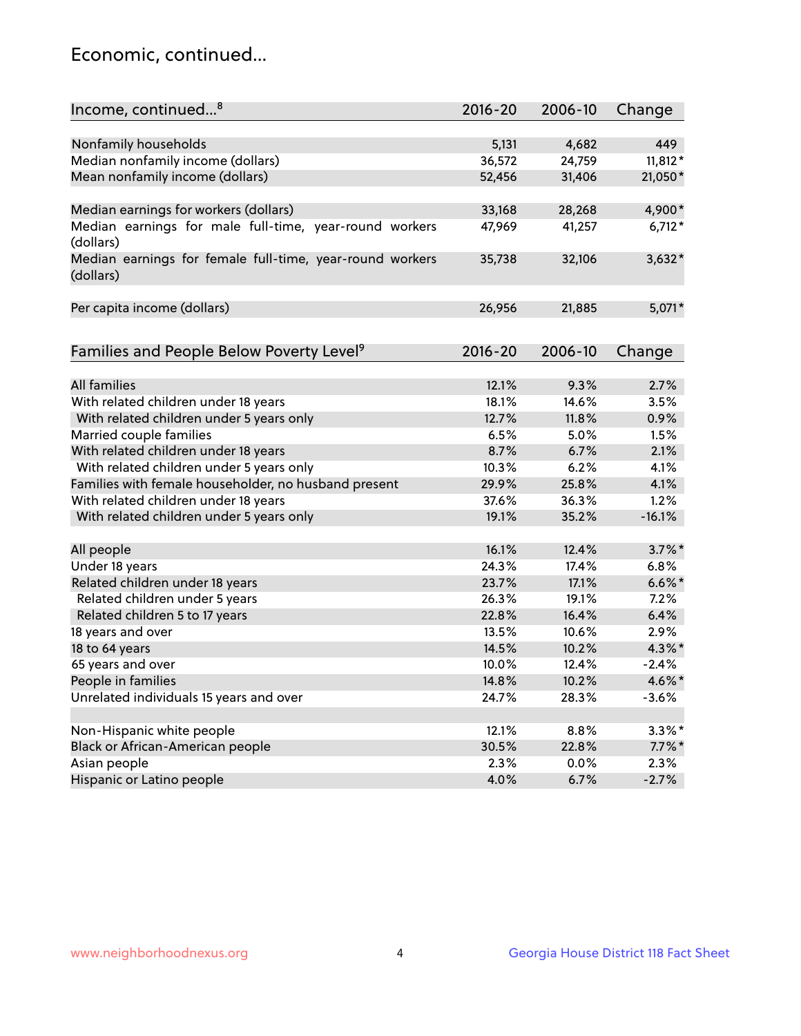## Economic, continued...

| Income, continued...[8] | 2016-20 | 2006-10 | Change |
|---|---|---|---|
| Nonfamily households | 5,131 | 4,682 | 449 |
| Median nonfamily income (dollars) | 36,572 | 24,759 | 11,812* |
| Mean nonfamily income (dollars) | 52,456 | 31,406 | 21,050* |
| Median earnings for workers (dollars) | 33,168 | 28,268 | 4,900* |
| Median earnings for male full-time, year-round workers (dollars) | 47,969 | 41,257 | 6,712* |
| Median earnings for female full-time, year-round workers (dollars) | 35,738 | 32,106 | 3,632* |
| Per capita income (dollars) | 26,956 | 21,885 | 5,071* |

| Families and People Below Poverty Level[9] | 2016-20 | 2006-10 | Change |
|---|---|---|---|
| All families | 12.1% | 9.3% | 2.7% |
| With related children under 18 years | 18.1% | 14.6% | 3.5% |
| With related children under 5 years only | 12.7% | 11.8% | 0.9% |
| Married couple families | 6.5% | 5.0% | 1.5% |
| With related children under 18 years | 8.7% | 6.7% | 2.1% |
| With related children under 5 years only | 10.3% | 6.2% | 4.1% |
| Families with female householder, no husband present | 29.9% | 25.8% | 4.1% |
| With related children under 18 years | 37.6% | 36.3% | 1.2% |
| With related children under 5 years only | 19.1% | 35.2% | -16.1% |
| All people | 16.1% | 12.4% | 3.7%* |
| Under 18 years | 24.3% | 17.4% | 6.8% |
| Related children under 18 years | 23.7% | 17.1% | 6.6%* |
| Related children under 5 years | 26.3% | 19.1% | 7.2% |
| Related children 5 to 17 years | 22.8% | 16.4% | 6.4% |
| 18 years and over | 13.5% | 10.6% | 2.9% |
| 18 to 64 years | 14.5% | 10.2% | 4.3%* |
| 65 years and over | 10.0% | 12.4% | -2.4% |
| People in families | 14.8% | 10.2% | 4.6%* |
| Unrelated individuals 15 years and over | 24.7% | 28.3% | -3.6% |
| Non-Hispanic white people | 12.1% | 8.8% | 3.3%* |
| Black or African-American people | 30.5% | 22.8% | 7.7%* |
| Asian people | 2.3% | 0.0% | 2.3% |
| Hispanic or Latino people | 4.0% | 6.7% | -2.7% |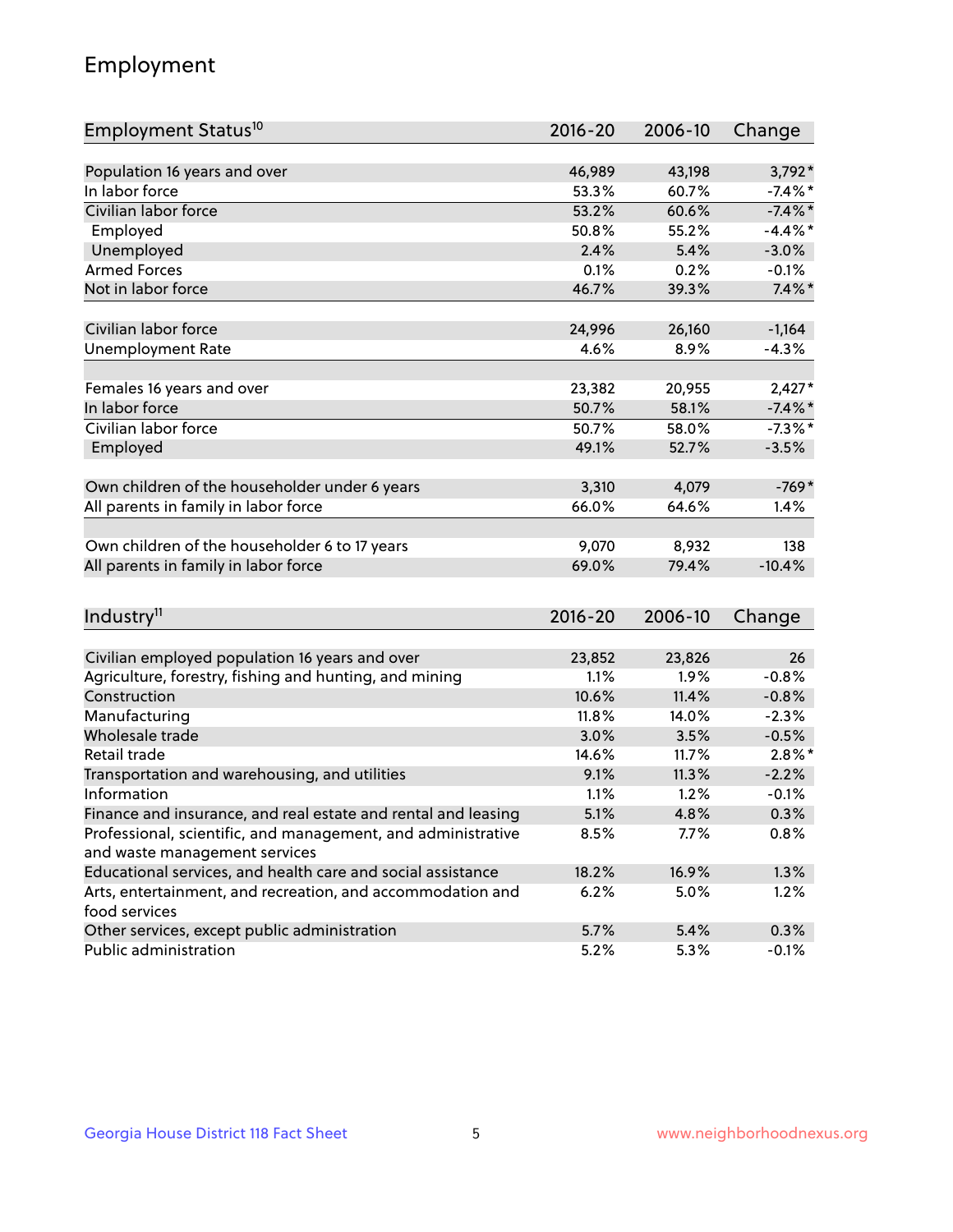# Employment

| Employment Status[10] | 2016-20 | 2006-10 | Change |
|---|---|---|---|
| Population 16 years and over | 46,989 | 43,198 | 3,792* |
| In labor force | 53.3% | 60.7% | -7.4%* |
| Civilian labor force | 53.2% | 60.6% | -7.4%* |
| Employed | 50.8% | 55.2% | -4.4%* |
| Unemployed | 2.4% | 5.4% | -3.0% |
| Armed Forces | 0.1% | 0.2% | -0.1% |
| Not in labor force | 46.7% | 39.3% | 7.4%* |
| | | | |
| Civilian labor force | 24,996 | 26,160 | -1,164 |
| Unemployment Rate | 4.6% | 8.9% | -4.3% |
| | | | |
| Females 16 years and over | 23,382 | 20,955 | 2,427* |
| In labor force | 50.7% | 58.1% | -7.4%* |
| Civilian labor force | 50.7% | 58.0% | -7.3%* |
| Employed | 49.1% | 52.7% | -3.5% |
| | | | |
| Own children of the householder under 6 years | 3,310 | 4,079 | -769* |
| All parents in family in labor force | 66.0% | 64.6% | 1.4% |
| | | | |
| Own children of the householder 6 to 17 years | 9,070 | 8,932 | 138 |
| All parents in family in labor force | 69.0% | 79.4% | -10.4% |

| Industry[11] | 2016-20 | 2006-10 | Change |
|---|---|---|---|
| Civilian employed population 16 years and over | 23,852 | 23,826 | 26 |
| Agriculture, forestry, fishing and hunting, and mining | 1.1% | 1.9% | -0.8% |
| Construction | 10.6% | 11.4% | -0.8% |
| Manufacturing | 11.8% | 14.0% | -2.3% |
| Wholesale trade | 3.0% | 3.5% | -0.5% |
| Retail trade | 14.6% | 11.7% | 2.8%* |
| Transportation and warehousing, and utilities | 9.1% | 11.3% | -2.2% |
| Information | 1.1% | 1.2% | -0.1% |
| Finance and insurance, and real estate and rental and leasing | 5.1% | 4.8% | 0.3% |
| Professional, scientific, and management, and administrative and waste management services | 8.5% | 7.7% | 0.8% |
| Educational services, and health care and social assistance | 18.2% | 16.9% | 1.3% |
| Arts, entertainment, and recreation, and accommodation and food services | 6.2% | 5.0% | 1.2% |
| Other services, except public administration | 5.7% | 5.4% | 0.3% |
| Public administration | 5.2% | 5.3% | -0.1% |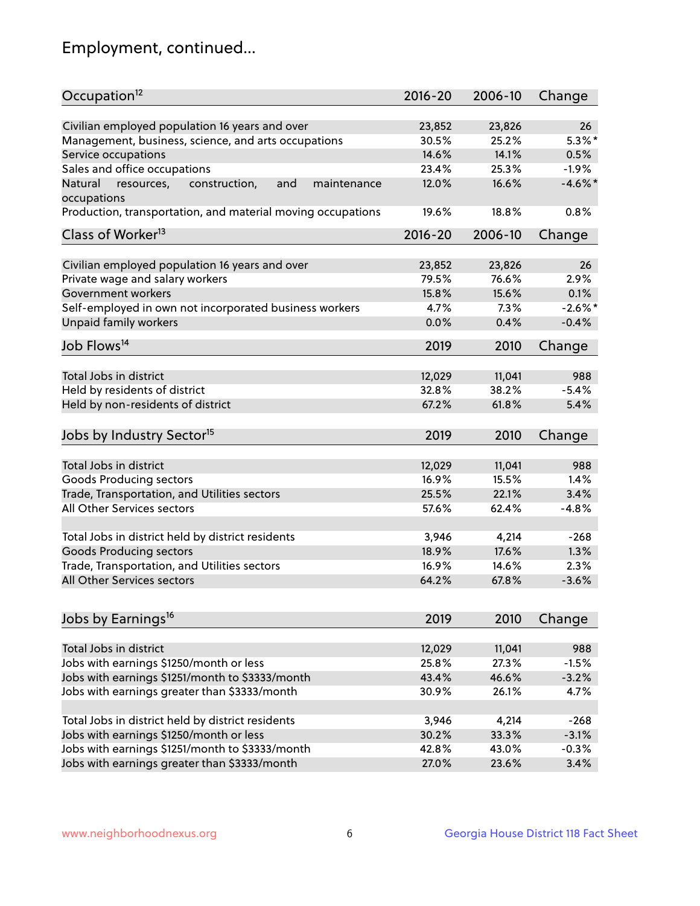# Employment, continued...

| Occupation[12] | 2016-20 | 2006-10 | Change |
|---|---|---|---|
| Civilian employed population 16 years and over | 23,852 | 23,826 | 26 |
| Management, business, science, and arts occupations | 30.5% | 25.2% | 5.3%* |
| Service occupations | 14.6% | 14.1% | 0.5% |
| Sales and office occupations | 23.4% | 25.3% | -1.9% |
| Natural resources, construction, and maintenance occupations | 12.0% | 16.6% | -4.6%* |
| Production, transportation, and material moving occupations | 19.6% | 18.8% | 0.8% |

| Class of Worker[13] | 2016-20 | 2006-10 | Change |
|---|---|---|---|
| Civilian employed population 16 years and over | 23,852 | 23,826 | 26 |
| Private wage and salary workers | 79.5% | 76.6% | 2.9% |
| Government workers | 15.8% | 15.6% | 0.1% |
| Self-employed in own not incorporated business workers | 4.7% | 7.3% | -2.6%* |
| Unpaid family workers | 0.0% | 0.4% | -0.4% |

| Job Flows[14] | 2019 | 2010 | Change |
|---|---|---|---|
| Total Jobs in district | 12,029 | 11,041 | 988 |
| Held by residents of district | 32.8% | 38.2% | -5.4% |
| Held by non-residents of district | 67.2% | 61.8% | 5.4% |

| Jobs by Industry Sector[15] | 2019 | 2010 | Change |
|---|---|---|---|
| Total Jobs in district | 12,029 | 11,041 | 988 |
| Goods Producing sectors | 16.9% | 15.5% | 1.4% |
| Trade, Transportation, and Utilities sectors | 25.5% | 22.1% | 3.4% |
| All Other Services sectors | 57.6% | 62.4% | -4.8% |
| | | | |
| Total Jobs in district held by district residents | 3,946 | 4,214 | -268 |
| Goods Producing sectors | 18.9% | 17.6% | 1.3% |
| Trade, Transportation, and Utilities sectors | 16.9% | 14.6% | 2.3% |
| All Other Services sectors | 64.2% | 67.8% | -3.6% |

| Jobs by Earnings[16] | 2019 | 2010 | Change |
|---|---|---|---|
| Total Jobs in district | 12,029 | 11,041 | 988 |
| Jobs with earnings $1250/month or less | 25.8% | 27.3% | -1.5% |
| Jobs with earnings $1251/month to $3333/month | 43.4% | 46.6% | -3.2% |
| Jobs with earnings greater than $3333/month | 30.9% | 26.1% | 4.7% |
| | | | |
| Total Jobs in district held by district residents | 3,946 | 4,214 | -268 |
| Jobs with earnings $1250/month or less | 30.2% | 33.3% | -3.1% |
| Jobs with earnings $1251/month to $3333/month | 42.8% | 43.0% | -0.3% |
| Jobs with earnings greater than $3333/month | 27.0% | 23.6% | 3.4% |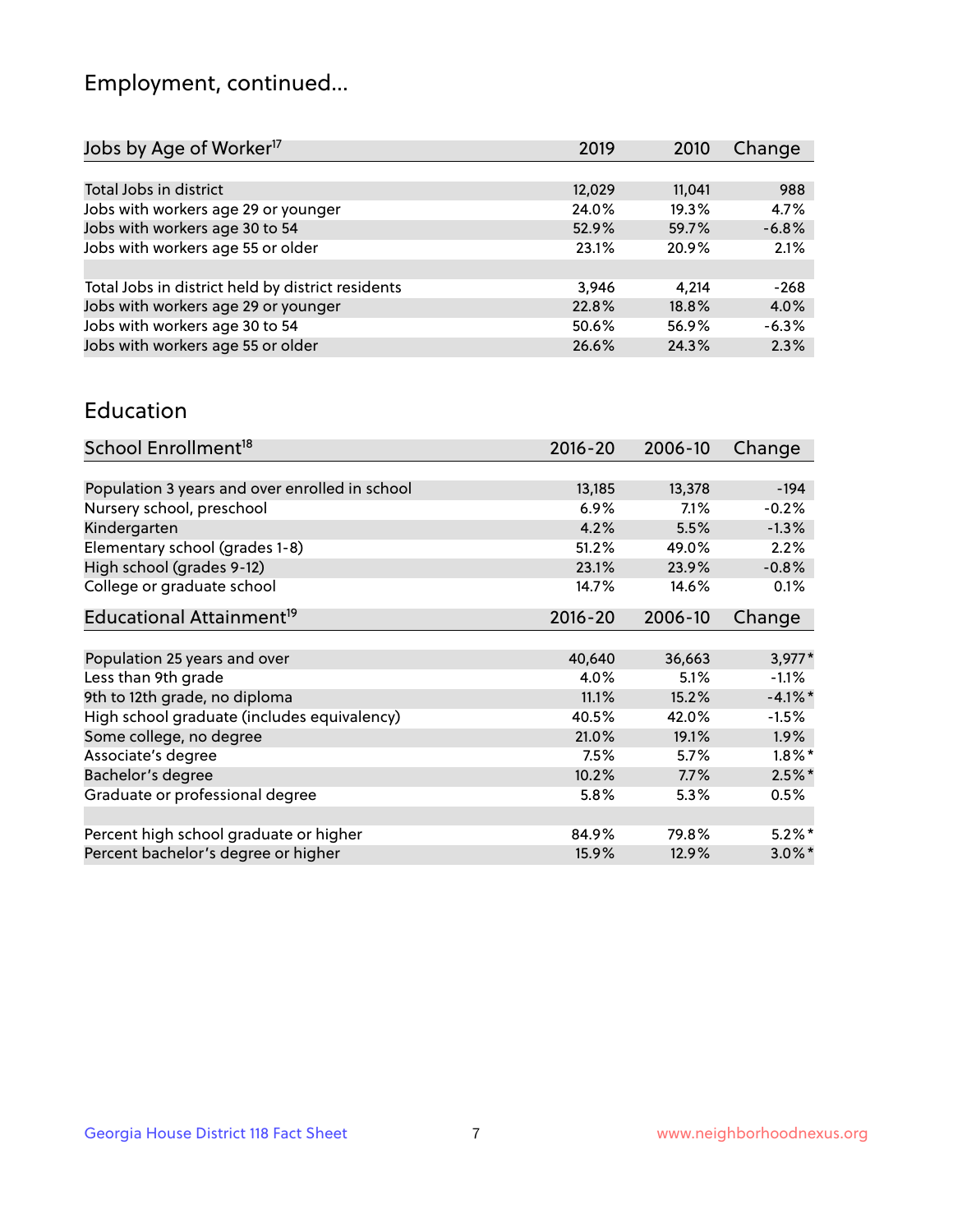# Employment, continued...

| Jobs by Age of Worker[17] | 2019 | 2010 | Change |
|---|---|---|---|
| Total Jobs in district | 12,029 | 11,041 | 988 |
| Jobs with workers age 29 or younger | 24.0% | 19.3% | 4.7% |
| Jobs with workers age 30 to 54 | 52.9% | 59.7% | -6.8% |
| Jobs with workers age 55 or older | 23.1% | 20.9% | 2.1% |
| | | | |
| Total Jobs in district held by district residents | 3,946 | 4,214 | -268 |
| Jobs with workers age 29 or younger | 22.8% | 18.8% | 4.0% |
| Jobs with workers age 30 to 54 | 50.6% | 56.9% | -6.3% |
| Jobs with workers age 55 or older | 26.6% | 24.3% | 2.3% |

## Education

| School Enrollment[18] | 2016-20 | 2006-10 | Change |
|---|---|---|---|
| Population 3 years and over enrolled in school | 13,185 | 13,378 | -194 |
| Nursery school, preschool | 6.9% | 7.1% | -0.2% |
| Kindergarten | 4.2% | 5.5% | -1.3% |
| Elementary school (grades 1-8) | 51.2% | 49.0% | 2.2% |
| High school (grades 9-12) | 23.1% | 23.9% | -0.8% |
| College or graduate school | 14.7% | 14.6% | 0.1% |

| Educational Attainment[19] | 2016-20 | 2006-10 | Change |
|---|---|---|---|
| Population 25 years and over | 40,640 | 36,663 | 3,977* |
| Less than 9th grade | 4.0% | 5.1% | -1.1% |
| 9th to 12th grade, no diploma | 11.1% | 15.2% | -4.1%* |
| High school graduate (includes equivalency) | 40.5% | 42.0% | -1.5% |
| Some college, no degree | 21.0% | 19.1% | 1.9% |
| Associate's degree | 7.5% | 5.7% | 1.8%* |
| Bachelor's degree | 10.2% | 7.7% | 2.5%* |
| Graduate or professional degree | 5.8% | 5.3% | 0.5% |
| | | | |
| Percent high school graduate or higher | 84.9% | 79.8% | 5.2%* |
| Percent bachelor's degree or higher | 15.9% | 12.9% | 3.0%* |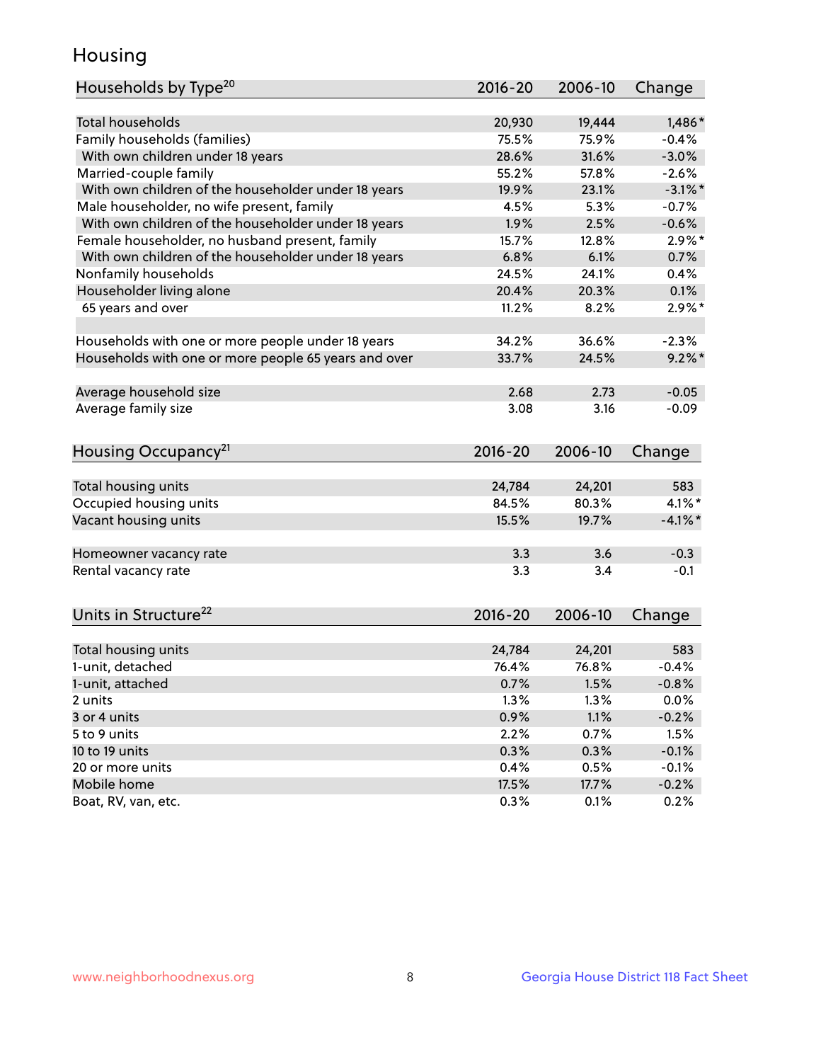# Housing

| Households by Type[20] | 2016-20 | 2006-10 | Change |
|---|---|---|---|
| Total households | 20,930 | 19,444 | 1,486* |
| Family households (families) | 75.5% | 75.9% | -0.4% |
| With own children under 18 years | 28.6% | 31.6% | -3.0% |
| Married-couple family | 55.2% | 57.8% | -2.6% |
| With own children of the householder under 18 years | 19.9% | 23.1% | -3.1%* |
| Male householder, no wife present, family | 4.5% | 5.3% | -0.7% |
| With own children of the householder under 18 years | 1.9% | 2.5% | -0.6% |
| Female householder, no husband present, family | 15.7% | 12.8% | 2.9%* |
| With own children of the householder under 18 years | 6.8% | 6.1% | 0.7% |
| Nonfamily households | 24.5% | 24.1% | 0.4% |
| Householder living alone | 20.4% | 20.3% | 0.1% |
| 65 years and over | 11.2% | 8.2% | 2.9%* |
| | | | |
| Households with one or more people under 18 years | 34.2% | 36.6% | -2.3% |
| Households with one or more people 65 years and over | 33.7% | 24.5% | 9.2%* |
| | | | |
| Average household size | 2.68 | 2.73 | -0.05 |
| Average family size | 3.08 | 3.16 | -0.09 |

| Housing Occupancy[21] | 2016-20 | 2006-10 | Change |
|---|---|---|---|
| Total housing units | 24,784 | 24,201 | 583 |
| Occupied housing units | 84.5% | 80.3% | 4.1%* |
| Vacant housing units | 15.5% | 19.7% | -4.1%* |
| | | | |
| Homeowner vacancy rate | 3.3 | 3.6 | -0.3 |
| Rental vacancy rate | 3.3 | 3.4 | -0.1 |

| Units in Structure[22] | 2016-20 | 2006-10 | Change |
|---|---|---|---|
| Total housing units | 24,784 | 24,201 | 583 |
| 1-unit, detached | 76.4% | 76.8% | -0.4% |
| 1-unit, attached | 0.7% | 1.5% | -0.8% |
| 2 units | 1.3% | 1.3% | 0.0% |
| 3 or 4 units | 0.9% | 1.1% | -0.2% |
| 5 to 9 units | 2.2% | 0.7% | 1.5% |
| 10 to 19 units | 0.3% | 0.3% | -0.1% |
| 20 or more units | 0.4% | 0.5% | -0.1% |
| Mobile home | 17.5% | 17.7% | -0.2% |
| Boat, RV, van, etc. | 0.3% | 0.1% | 0.2% |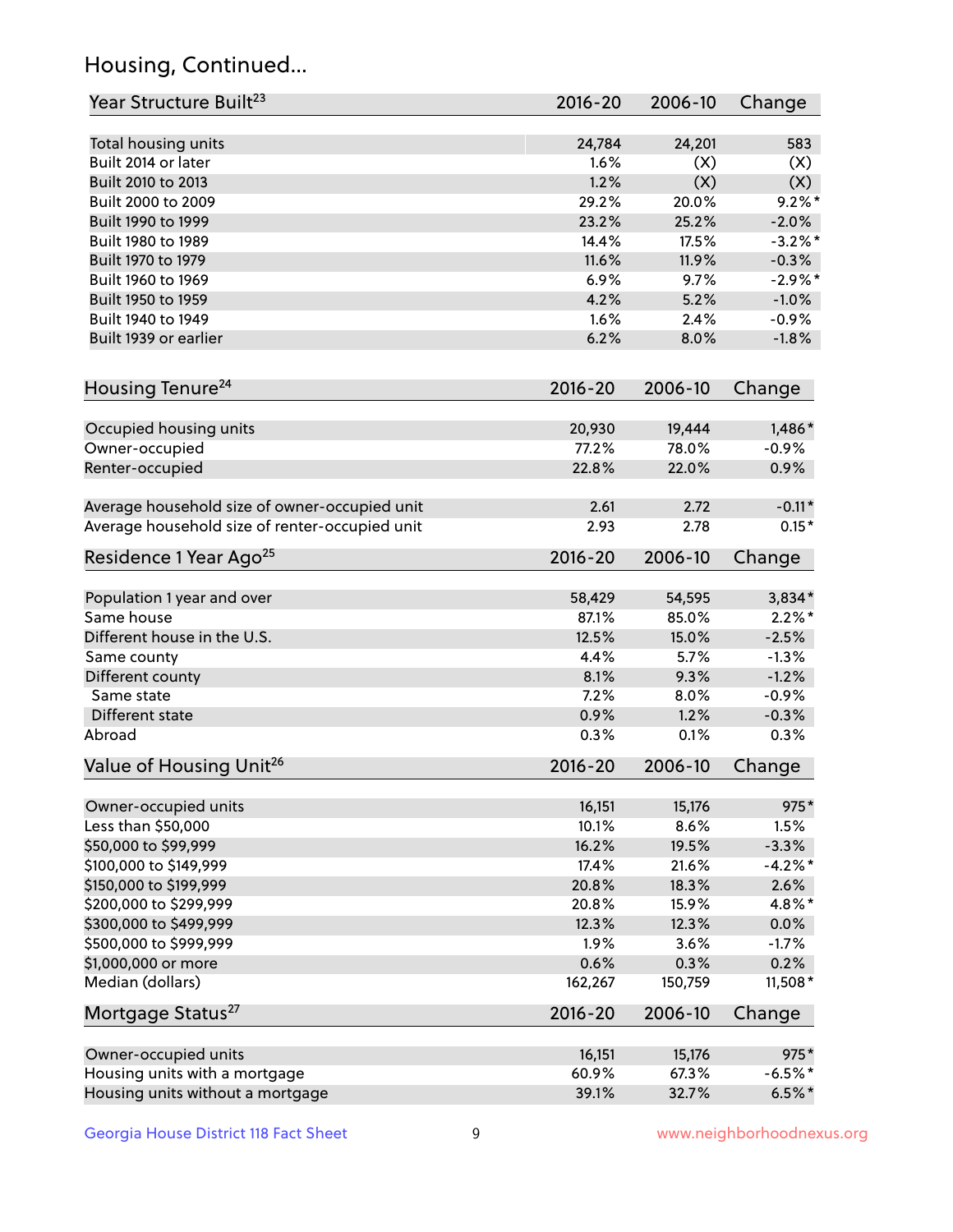## Housing, Continued...

| Year Structure Built[23] | 2016-20 | 2006-10 | Change |
|---|---|---|---|
| Total housing units | 24,784 | 24,201 | 583 |
| Built 2014 or later | 1.6% | (X) | (X) |
| Built 2010 to 2013 | 1.2% | (X) | (X) |
| Built 2000 to 2009 | 29.2% | 20.0% | 9.2%* |
| Built 1990 to 1999 | 23.2% | 25.2% | -2.0% |
| Built 1980 to 1989 | 14.4% | 17.5% | -3.2%* |
| Built 1970 to 1979 | 11.6% | 11.9% | -0.3% |
| Built 1960 to 1969 | 6.9% | 9.7% | -2.9%* |
| Built 1950 to 1959 | 4.2% | 5.2% | -1.0% |
| Built 1940 to 1949 | 1.6% | 2.4% | -0.9% |
| Built 1939 or earlier | 6.2% | 8.0% | -1.8% |

| Housing Tenure[24] | 2016-20 | 2006-10 | Change |
|---|---|---|---|
| Occupied housing units | 20,930 | 19,444 | 1,486* |
| Owner-occupied | 77.2% | 78.0% | -0.9% |
| Renter-occupied | 22.8% | 22.0% | 0.9% |
| Average household size of owner-occupied unit | 2.61 | 2.72 | -0.11* |
| Average household size of renter-occupied unit | 2.93 | 2.78 | 0.15* |

| Residence 1 Year Ago[25] | 2016-20 | 2006-10 | Change |
|---|---|---|---|
| Population 1 year and over | 58,429 | 54,595 | 3,834* |
| Same house | 87.1% | 85.0% | 2.2%* |
| Different house in the U.S. | 12.5% | 15.0% | -2.5% |
| Same county | 4.4% | 5.7% | -1.3% |
| Different county | 8.1% | 9.3% | -1.2% |
| Same state | 7.2% | 8.0% | -0.9% |
| Different state | 0.9% | 1.2% | -0.3% |
| Abroad | 0.3% | 0.1% | 0.3% |

| Value of Housing Unit[26] | 2016-20 | 2006-10 | Change |
|---|---|---|---|
| Owner-occupied units | 16,151 | 15,176 | 975* |
| Less than $50,000 | 10.1% | 8.6% | 1.5% |
| $50,000 to $99,999 | 16.2% | 19.5% | -3.3% |
| $100,000 to $149,999 | 17.4% | 21.6% | -4.2%* |
| $150,000 to $199,999 | 20.8% | 18.3% | 2.6% |
| $200,000 to $299,999 | 20.8% | 15.9% | 4.8%* |
| $300,000 to $499,999 | 12.3% | 12.3% | 0.0% |
| $500,000 to $999,999 | 1.9% | 3.6% | -1.7% |
| $1,000,000 or more | 0.6% | 0.3% | 0.2% |
| Median (dollars) | 162,267 | 150,759 | 11,508* |

| Mortgage Status[27] | 2016-20 | 2006-10 | Change |
|---|---|---|---|
| Owner-occupied units | 16,151 | 15,176 | 975* |
| Housing units with a mortgage | 60.9% | 67.3% | -6.5%* |
| Housing units without a mortgage | 39.1% | 32.7% | 6.5%* |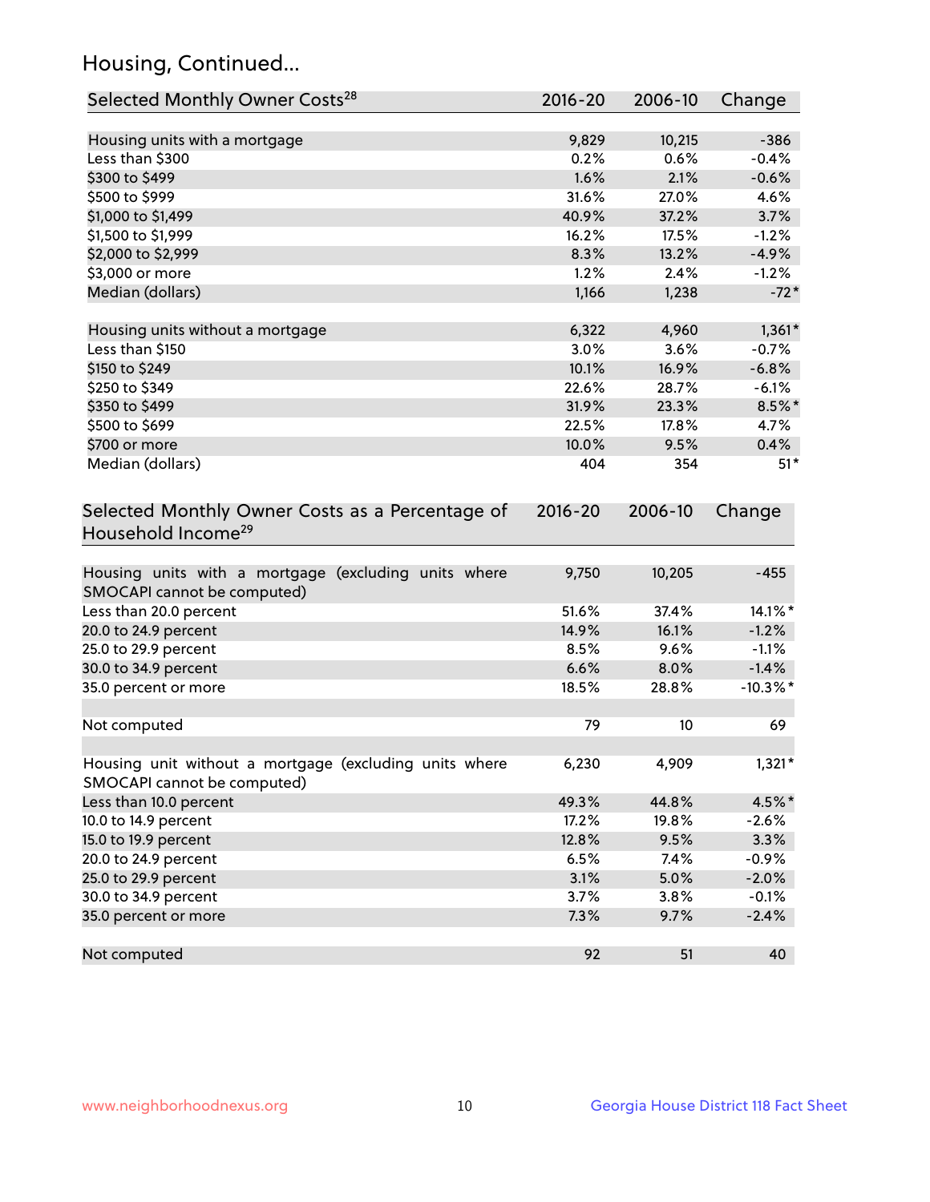## Housing, Continued...

| Selected Monthly Owner Costs[28] | 2016-20 | 2006-10 | Change |
|---|---|---|---|
| Housing units with a mortgage | 9,829 | 10,215 | -386 |
| Less than $300 | 0.2% | 0.6% | -0.4% |
| $300 to $499 | 1.6% | 2.1% | -0.6% |
| $500 to $999 | 31.6% | 27.0% | 4.6% |
| $1,000 to $1,499 | 40.9% | 37.2% | 3.7% |
| $1,500 to $1,999 | 16.2% | 17.5% | -1.2% |
| $2,000 to $2,999 | 8.3% | 13.2% | -4.9% |
| $3,000 or more | 1.2% | 2.4% | -1.2% |
| Median (dollars) | 1,166 | 1,238 | -72* |
| Housing units without a mortgage | 6,322 | 4,960 | 1,361* |
| Less than $150 | 3.0% | 3.6% | -0.7% |
| $150 to $249 | 10.1% | 16.9% | -6.8% |
| $250 to $349 | 22.6% | 28.7% | -6.1% |
| $350 to $499 | 31.9% | 23.3% | 8.5%* |
| $500 to $699 | 22.5% | 17.8% | 4.7% |
| $700 or more | 10.0% | 9.5% | 0.4% |
| Median (dollars) | 404 | 354 | 51* |

| Selected Monthly Owner Costs as a Percentage of Household Income[29] | 2016-20 | 2006-10 | Change |
|---|---|---|---|
| Housing units with a mortgage (excluding units where SMOCAPI cannot be computed) | 9,750 | 10,205 | -455 |
| Less than 20.0 percent | 51.6% | 37.4% | 14.1%* |
| 20.0 to 24.9 percent | 14.9% | 16.1% | -1.2% |
| 25.0 to 29.9 percent | 8.5% | 9.6% | -1.1% |
| 30.0 to 34.9 percent | 6.6% | 8.0% | -1.4% |
| 35.0 percent or more | 18.5% | 28.8% | -10.3%* |
| Not computed | 79 | 10 | 69 |
| Housing unit without a mortgage (excluding units where SMOCAPI cannot be computed) | 6,230 | 4,909 | 1,321* |
| Less than 10.0 percent | 49.3% | 44.8% | 4.5%* |
| 10.0 to 14.9 percent | 17.2% | 19.8% | -2.6% |
| 15.0 to 19.9 percent | 12.8% | 9.5% | 3.3% |
| 20.0 to 24.9 percent | 6.5% | 7.4% | -0.9% |
| 25.0 to 29.9 percent | 3.1% | 5.0% | -2.0% |
| 30.0 to 34.9 percent | 3.7% | 3.8% | -0.1% |
| 35.0 percent or more | 7.3% | 9.7% | -2.4% |
| Not computed | 92 | 51 | 40 |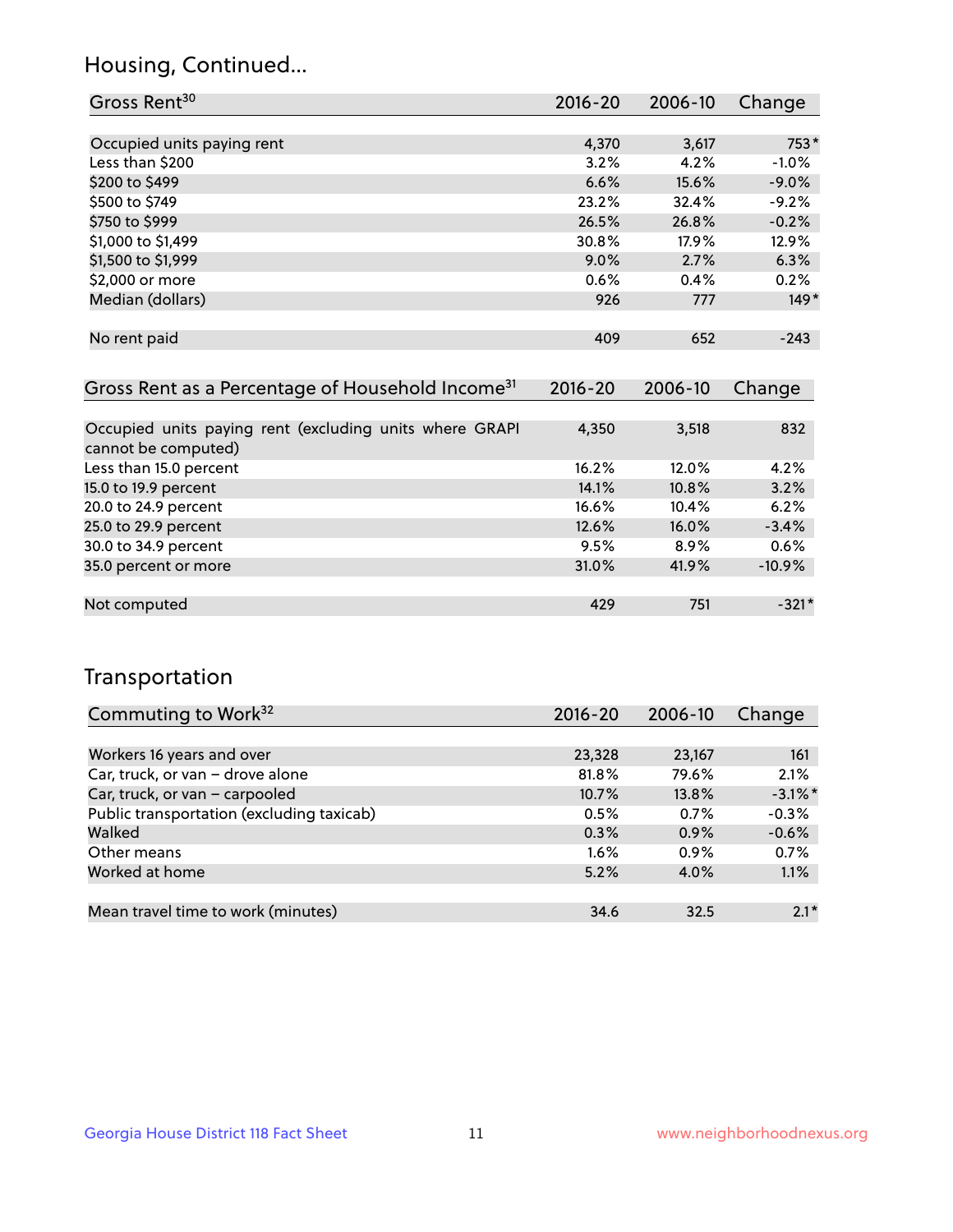## Housing, Continued...

| Gross Rent[30] | 2016-20 | 2006-10 | Change |
|---|---|---|---|
| Occupied units paying rent | 4,370 | 3,617 | 753* |
| Less than $200 | 3.2% | 4.2% | -1.0% |
| $200 to $499 | 6.6% | 15.6% | -9.0% |
| $500 to $749 | 23.2% | 32.4% | -9.2% |
| $750 to $999 | 26.5% | 26.8% | -0.2% |
| $1,000 to $1,499 | 30.8% | 17.9% | 12.9% |
| $1,500 to $1,999 | 9.0% | 2.7% | 6.3% |
| $2,000 or more | 0.6% | 0.4% | 0.2% |
| Median (dollars) | 926 | 777 | 149* |
| No rent paid | 409 | 652 | -243 |

| Gross Rent as a Percentage of Household Income[31] | 2016-20 | 2006-10 | Change |
|---|---|---|---|
| Occupied units paying rent (excluding units where GRAPI cannot be computed) | 4,350 | 3,518 | 832 |
| Less than 15.0 percent | 16.2% | 12.0% | 4.2% |
| 15.0 to 19.9 percent | 14.1% | 10.8% | 3.2% |
| 20.0 to 24.9 percent | 16.6% | 10.4% | 6.2% |
| 25.0 to 29.9 percent | 12.6% | 16.0% | -3.4% |
| 30.0 to 34.9 percent | 9.5% | 8.9% | 0.6% |
| 35.0 percent or more | 31.0% | 41.9% | -10.9% |
| Not computed | 429 | 751 | -321* |

## Transportation

| Commuting to Work[32] | 2016-20 | 2006-10 | Change |
|---|---|---|---|
| Workers 16 years and over | 23,328 | 23,167 | 161 |
| Car, truck, or van – drove alone | 81.8% | 79.6% | 2.1% |
| Car, truck, or van – carpooled | 10.7% | 13.8% | -3.1%* |
| Public transportation (excluding taxicab) | 0.5% | 0.7% | -0.3% |
| Walked | 0.3% | 0.9% | -0.6% |
| Other means | 1.6% | 0.9% | 0.7% |
| Worked at home | 5.2% | 4.0% | 1.1% |
| Mean travel time to work (minutes) | 34.6 | 32.5 | 2.1* |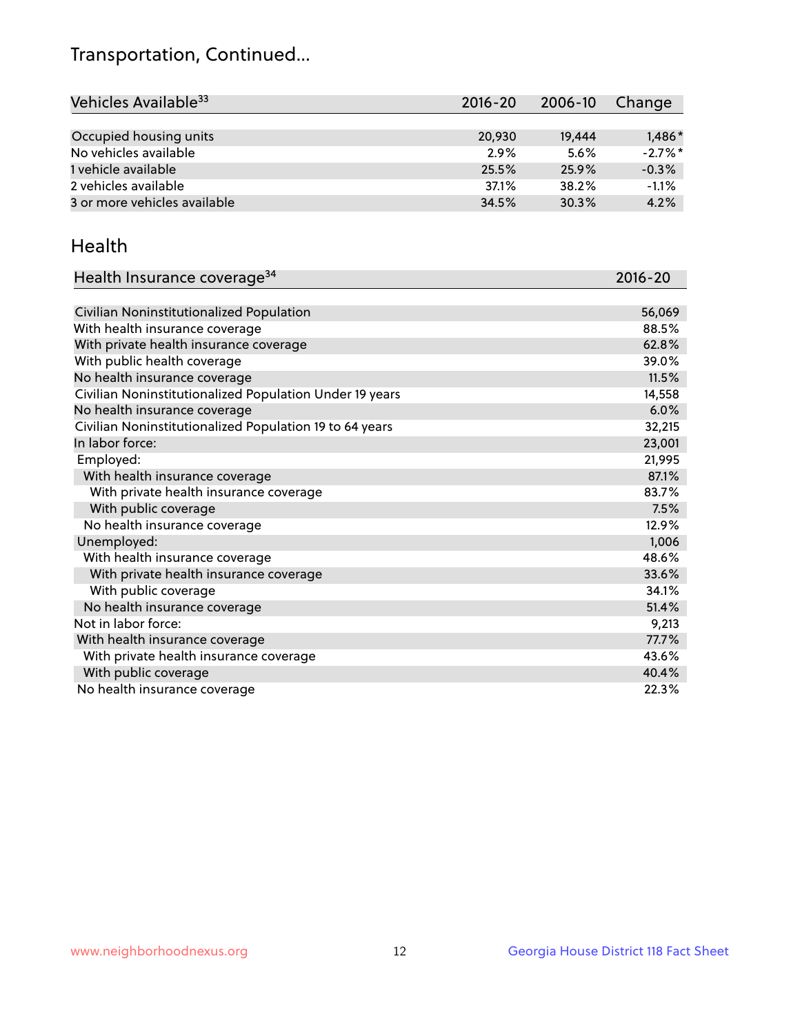## Transportation, Continued...

| Vehicles Available[33] | 2016-20 | 2006-10 | Change |
|---|---|---|---|
| Occupied housing units | 20,930 | 19,444 | 1,486* |
| No vehicles available | 2.9% | 5.6% | -2.7%* |
| 1 vehicle available | 25.5% | 25.9% | -0.3% |
| 2 vehicles available | 37.1% | 38.2% | -1.1% |
| 3 or more vehicles available | 34.5% | 30.3% | 4.2% |

## Health

| Health Insurance coverage[34] | 2016-20 |
|---|---|
| Civilian Noninstitutionalized Population | 56,069 |
| With health insurance coverage | 88.5% |
| With private health insurance coverage | 62.8% |
| With public health coverage | 39.0% |
| No health insurance coverage | 11.5% |
| Civilian Noninstitutionalized Population Under 19 years | 14,558 |
| No health insurance coverage | 6.0% |
| Civilian Noninstitutionalized Population 19 to 64 years | 32,215 |
| In labor force: | 23,001 |
| Employed: | 21,995 |
| With health insurance coverage | 87.1% |
| With private health insurance coverage | 83.7% |
| With public coverage | 7.5% |
| No health insurance coverage | 12.9% |
| Unemployed: | 1,006 |
| With health insurance coverage | 48.6% |
| With private health insurance coverage | 33.6% |
| With public coverage | 34.1% |
| No health insurance coverage | 51.4% |
| Not in labor force: | 9,213 |
| With health insurance coverage | 77.7% |
| With private health insurance coverage | 43.6% |
| With public coverage | 40.4% |
| No health insurance coverage | 22.3% |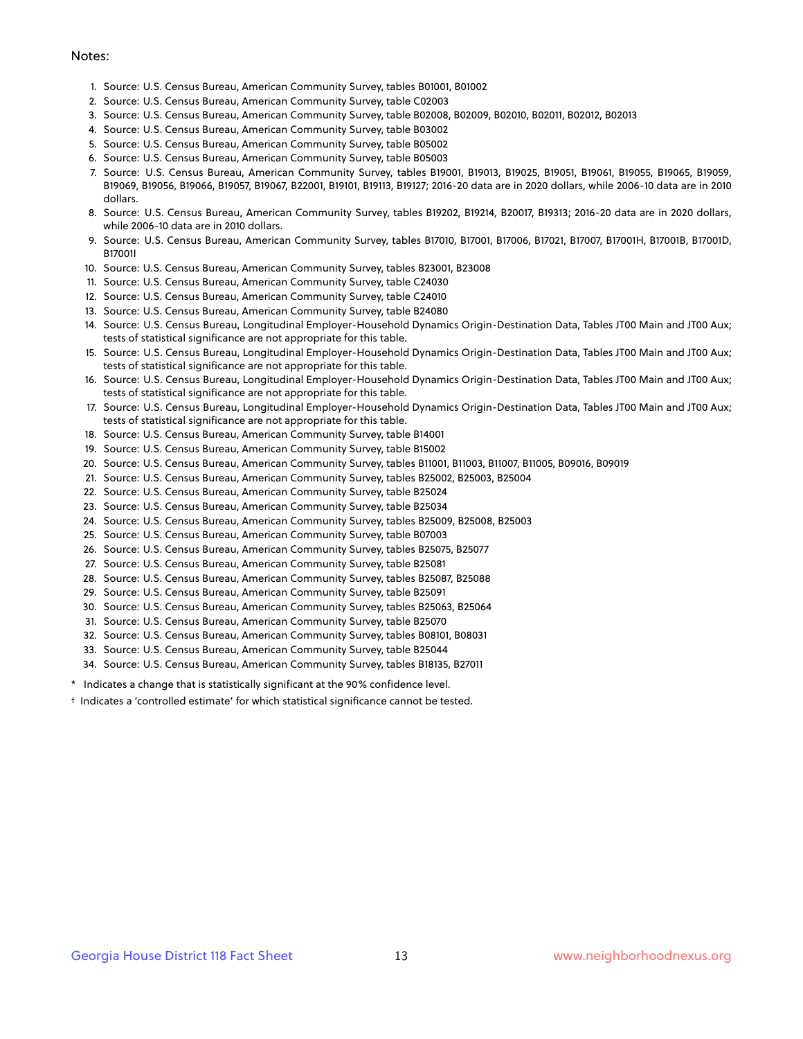Notes:

1. Source: U.S. Census Bureau, American Community Survey, tables B01001, B01002
2. Source: U.S. Census Bureau, American Community Survey, table C02003
3. Source: U.S. Census Bureau, American Community Survey, table B02008, B02009, B02010, B02011, B02012, B02013
4. Source: U.S. Census Bureau, American Community Survey, table B03002
5. Source: U.S. Census Bureau, American Community Survey, table B05002
6. Source: U.S. Census Bureau, American Community Survey, table B05003
7. Source: U.S. Census Bureau, American Community Survey, tables B19001, B19013, B19025, B19051, B19061, B19055, B19065, B19059, B19069, B19056, B19066, B19057, B19067, B22001, B19101, B19113, B19127; 2016-20 data are in 2020 dollars, while 2006-10 data are in 2010 dollars.
8. Source: U.S. Census Bureau, American Community Survey, tables B19202, B19214, B20017, B19313; 2016-20 data are in 2020 dollars, while 2006-10 data are in 2010 dollars.
9. Source: U.S. Census Bureau, American Community Survey, tables B17010, B17001, B17006, B17021, B17007, B17001H, B17001B, B17001D, B17001I
10. Source: U.S. Census Bureau, American Community Survey, tables B23001, B23008
11. Source: U.S. Census Bureau, American Community Survey, table C24030
12. Source: U.S. Census Bureau, American Community Survey, table C24010
13. Source: U.S. Census Bureau, American Community Survey, table B24080
14. Source: U.S. Census Bureau, Longitudinal Employer-Household Dynamics Origin-Destination Data, Tables JT00 Main and JT00 Aux; tests of statistical significance are not appropriate for this table.
15. Source: U.S. Census Bureau, Longitudinal Employer-Household Dynamics Origin-Destination Data, Tables JT00 Main and JT00 Aux; tests of statistical significance are not appropriate for this table.
16. Source: U.S. Census Bureau, Longitudinal Employer-Household Dynamics Origin-Destination Data, Tables JT00 Main and JT00 Aux; tests of statistical significance are not appropriate for this table.
17. Source: U.S. Census Bureau, Longitudinal Employer-Household Dynamics Origin-Destination Data, Tables JT00 Main and JT00 Aux; tests of statistical significance are not appropriate for this table.
18. Source: U.S. Census Bureau, American Community Survey, table B14001
19. Source: U.S. Census Bureau, American Community Survey, table B15002
20. Source: U.S. Census Bureau, American Community Survey, tables B11001, B11003, B11007, B11005, B09016, B09019
21. Source: U.S. Census Bureau, American Community Survey, tables B25002, B25003, B25004
22. Source: U.S. Census Bureau, American Community Survey, table B25024
23. Source: U.S. Census Bureau, American Community Survey, table B25034
24. Source: U.S. Census Bureau, American Community Survey, tables B25009, B25008, B25003
25. Source: U.S. Census Bureau, American Community Survey, table B07003
26. Source: U.S. Census Bureau, American Community Survey, tables B25075, B25077
27. Source: U.S. Census Bureau, American Community Survey, table B25081
28. Source: U.S. Census Bureau, American Community Survey, tables B25087, B25088
29. Source: U.S. Census Bureau, American Community Survey, table B25091
30. Source: U.S. Census Bureau, American Community Survey, tables B25063, B25064
31. Source: U.S. Census Bureau, American Community Survey, table B25070
32. Source: U.S. Census Bureau, American Community Survey, tables B08101, B08031
33. Source: U.S. Census Bureau, American Community Survey, table B25044
34. Source: U.S. Census Bureau, American Community Survey, tables B18135, B27011

\* Indicates a change that is statistically significant at the 90% confidence level.

† Indicates a 'controlled estimate' for which statistical significance cannot be tested.